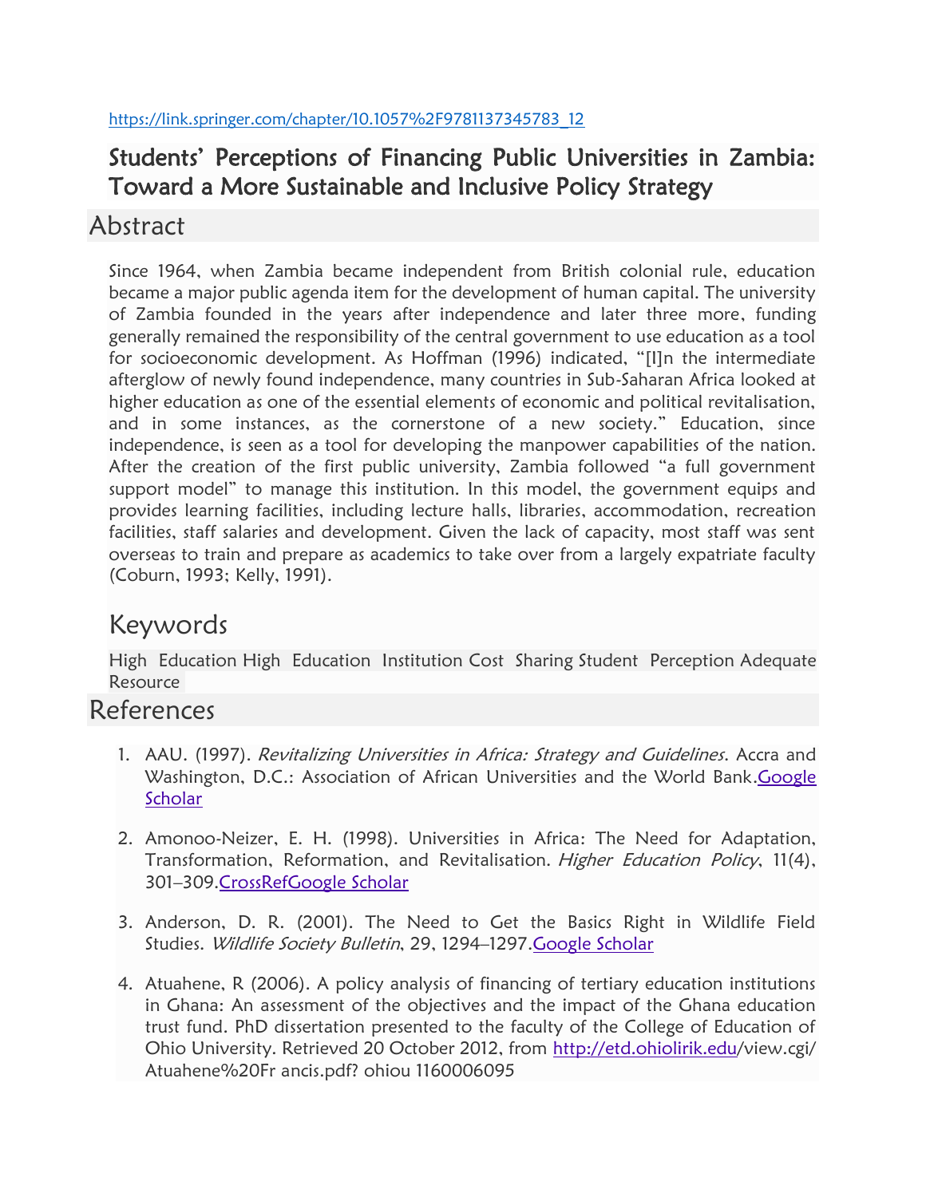https://link.springer.com/chapter/10.1057%2F9781137345783_12

# Students' Perceptions of Financing Public Universities in Zambia: Toward a More Sustainable and Inclusive Policy Strategy

## Abstract

Since 1964, when Zambia became independent from British colonial rule, education became a major public agenda item for the development of human capital. The university of Zambia founded in the years after independence and later three more, funding generally remained the responsibility of the central government to use education as a tool for socioeconomic development. As Hoffman (1996) indicated, "[I]n the intermediate afterglow of newly found independence, many countries in Sub-Saharan Africa looked at higher education as one of the essential elements of economic and political revitalisation, and in some instances, as the cornerstone of a new society." Education, since independence, is seen as a tool for developing the manpower capabilities of the nation. After the creation of the first public university, Zambia followed "a full government support model" to manage this institution. In this model, the government equips and provides learning facilities, including lecture halls, libraries, accommodation, recreation facilities, staff salaries and development. Given the lack of capacity, most staff was sent overseas to train and prepare as academics to take over from a largely expatriate faculty (Coburn, 1993; Kelly, 1991).

## Keywords

High Education High Education Institution Cost Sharing Student Perception Adequate Resource

## References

1. AAU. (1997). *Revitalizing Universities in Africa: Strategy and Guidelines*. Accra and Washington, D.C.: Association of African Universities and the World Bank.Google Scholar

2. Amonoo-Neizer, E. H. (1998). Universities in Africa: The Need for Adaptation, Transformation, Reformation, and Revitalisation. *Higher Education Policy*, 11(4), 301–309.CrossRefGoogle Scholar

3. Anderson, D. R. (2001). The Need to Get the Basics Right in Wildlife Field Studies. *Wildlife Society Bulletin*, 29, 1294–1297.Google Scholar

4. Atuahene, R (2006). A policy analysis of financing of tertiary education institutions in Ghana: An assessment of the objectives and the impact of the Ghana education trust fund. PhD dissertation presented to the faculty of the College of Education of Ohio University. Retrieved 20 October 2012, from http://etd.ohiolirik.edu/view.cgi/Atuahene%20Fr ancis.pdf? ohiou 1160006095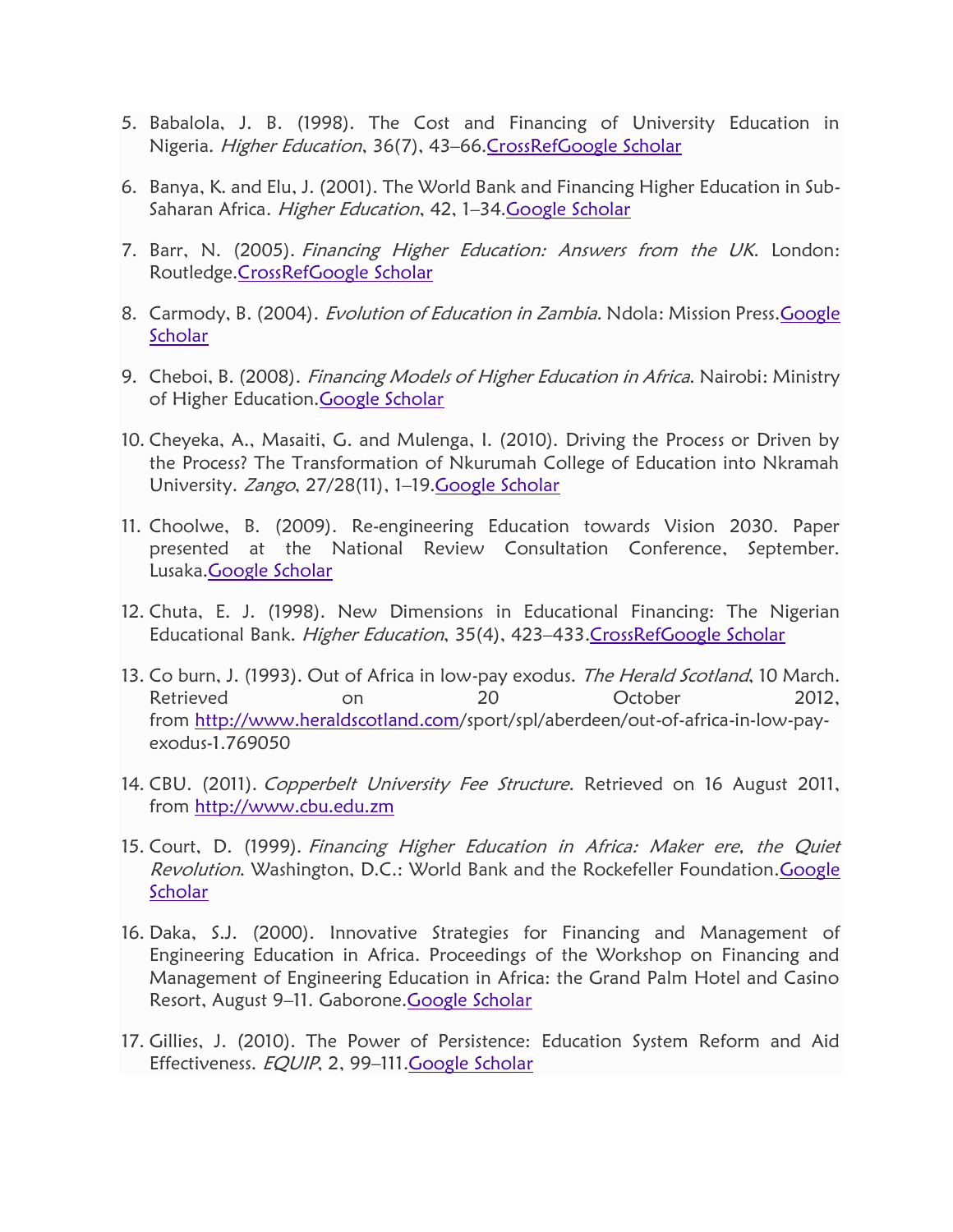5. Babalola, J. B. (1998). The Cost and Financing of University Education in Nigeria. *Higher Education*, 36(7), 43–66.CrossRefGoogle Scholar

6. Banya, K. and Elu, J. (2001). The World Bank and Financing Higher Education in Sub-Saharan Africa. *Higher Education*, 42, 1–34.Google Scholar

7. Barr, N. (2005). *Financing Higher Education: Answers from the UK*. London: Routledge.CrossRefGoogle Scholar

8. Carmody, B. (2004). *Evolution of Education in Zambia*. Ndola: Mission Press.Google Scholar

9. Cheboi, B. (2008). *Financing Models of Higher Education in Africa*. Nairobi: Ministry of Higher Education.Google Scholar

10. Cheyeka, A., Masaiti, G. and Mulenga, I. (2010). Driving the Process or Driven by the Process? The Transformation of Nkurumah College of Education into Nkramah University. *Zango*, 27/28(11), 1–19.Google Scholar

11. Choolwe, B. (2009). Re-engineering Education towards Vision 2030. Paper presented at the National Review Consultation Conference, September. Lusaka.Google Scholar

12. Chuta, E. J. (1998). New Dimensions in Educational Financing: The Nigerian Educational Bank. *Higher Education*, 35(4), 423–433.CrossRefGoogle Scholar

13. Co burn, J. (1993). Out of Africa in low-pay exodus. *The Herald Scotland*, 10 March. Retrieved on 20 October 2012, from http://www.heraldscotland.com/sport/spl/aberdeen/out-of-africa-in-low-pay-exodus-1.769050

14. CBU. (2011). *Copperbelt University Fee Structure*. Retrieved on 16 August 2011, from http://www.cbu.edu.zm

15. Court, D. (1999). *Financing Higher Education in Africa: Maker ere, the Quiet Revolution*. Washington, D.C.: World Bank and the Rockefeller Foundation.Google Scholar

16. Daka, S.J. (2000). Innovative Strategies for Financing and Management of Engineering Education in Africa. Proceedings of the Workshop on Financing and Management of Engineering Education in Africa: the Grand Palm Hotel and Casino Resort, August 9–11. Gaborone.Google Scholar

17. Gillies, J. (2010). The Power of Persistence: Education System Reform and Aid Effectiveness. *EQUIP*, 2, 99–111.Google Scholar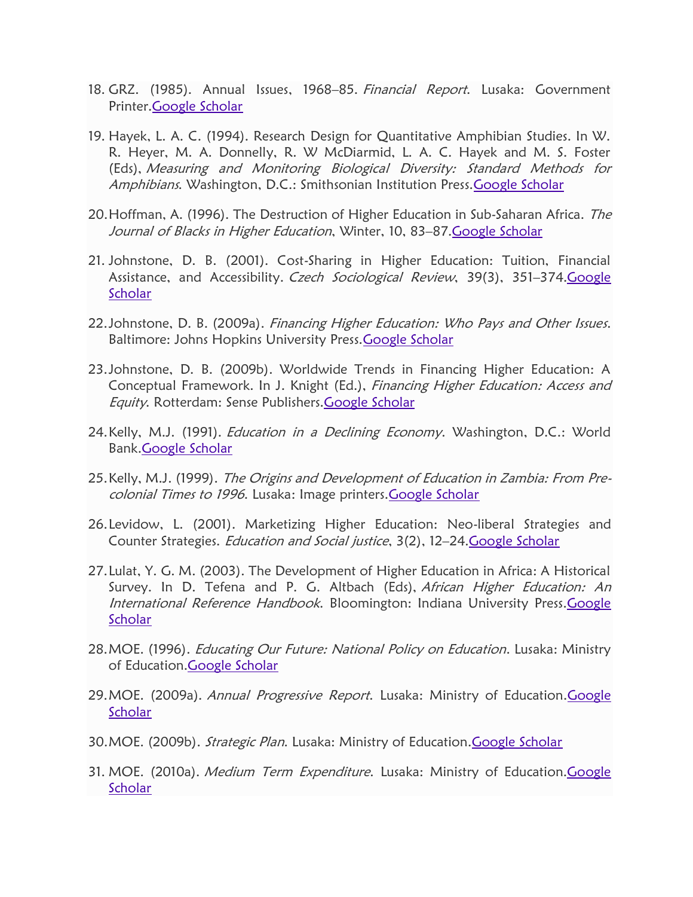18. GRZ. (1985). Annual Issues, 1968–85. *Financial Report*. Lusaka: Government Printer.Google Scholar

19. Hayek, L. A. C. (1994). Research Design for Quantitative Amphibian Studies. In W. R. Heyer, M. A. Donnelly, R. W McDiarmid, L. A. C. Hayek and M. S. Foster (Eds), *Measuring and Monitoring Biological Diversity: Standard Methods for Amphibians*. Washington, D.C.: Smithsonian Institution Press.Google Scholar

20. Hoffman, A. (1996). The Destruction of Higher Education in Sub-Saharan Africa. *The Journal of Blacks in Higher Education*, Winter, 10, 83–87.Google Scholar

21. Johnstone, D. B. (2001). Cost-Sharing in Higher Education: Tuition, Financial Assistance, and Accessibility. *Czech Sociological Review*, 39(3), 351–374.Google Scholar

22. Johnstone, D. B. (2009a). *Financing Higher Education: Who Pays and Other Issues*. Baltimore: Johns Hopkins University Press.Google Scholar

23. Johnstone, D. B. (2009b). Worldwide Trends in Financing Higher Education: A Conceptual Framework. In J. Knight (Ed.), *Financing Higher Education: Access and Equity*. Rotterdam: Sense Publishers.Google Scholar

24. Kelly, M.J. (1991). *Education in a Declining Economy*. Washington, D.C.: World Bank.Google Scholar

25. Kelly, M.J. (1999). *The Origins and Development of Education in Zambia: From Pre-colonial Times to 1996*. Lusaka: Image printers.Google Scholar

26. Levidow, L. (2001). Marketizing Higher Education: Neo-liberal Strategies and Counter Strategies. *Education and Social justice*, 3(2), 12–24.Google Scholar

27. Lulat, Y. G. M. (2003). The Development of Higher Education in Africa: A Historical Survey. In D. Tefena and P. G. Altbach (Eds), *African Higher Education: An International Reference Handbook*. Bloomington: Indiana University Press.Google Scholar

28. MOE. (1996). *Educating Our Future: National Policy on Education*. Lusaka: Ministry of Education.Google Scholar

29. MOE. (2009a). *Annual Progressive Report*. Lusaka: Ministry of Education.Google Scholar

30. MOE. (2009b). *Strategic Plan*. Lusaka: Ministry of Education.Google Scholar

31. MOE. (2010a). *Medium Term Expenditure*. Lusaka: Ministry of Education.Google Scholar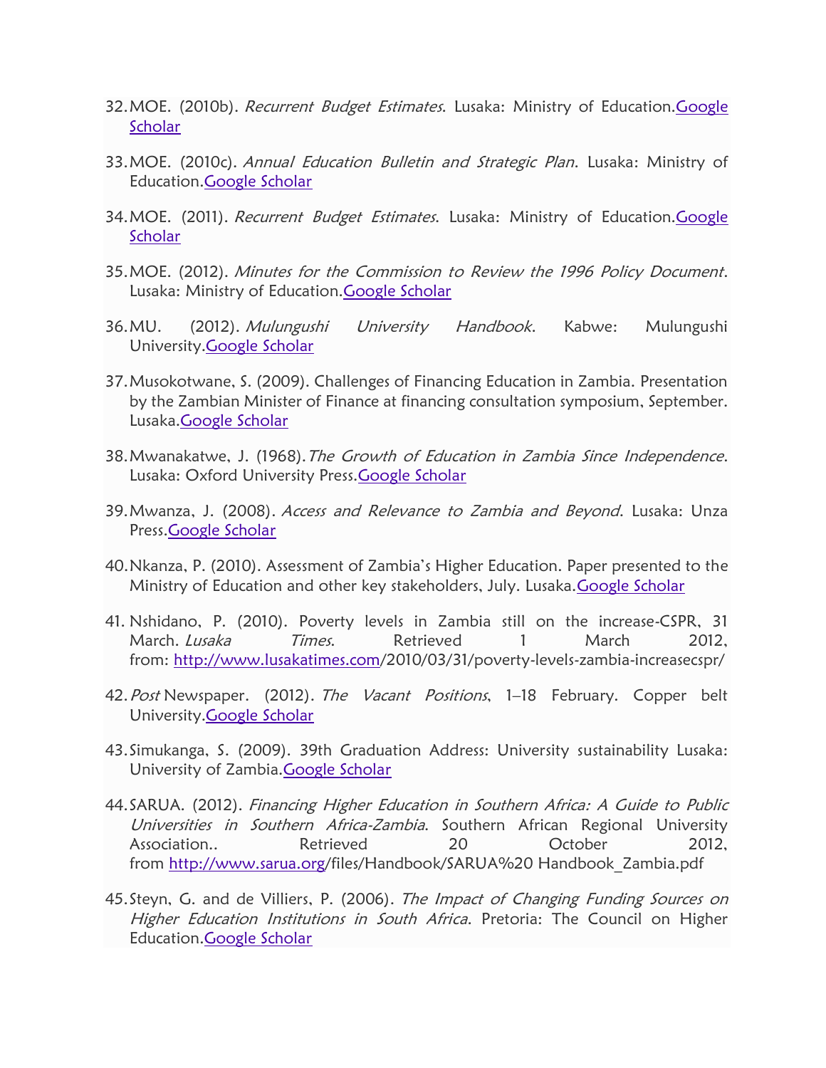32. MOE. (2010b). *Recurrent Budget Estimates*. Lusaka: Ministry of Education.Google Scholar

33. MOE. (2010c). *Annual Education Bulletin and Strategic Plan*. Lusaka: Ministry of Education.Google Scholar

34. MOE. (2011). *Recurrent Budget Estimates*. Lusaka: Ministry of Education.Google Scholar

35. MOE. (2012). *Minutes for the Commission to Review the 1996 Policy Document*. Lusaka: Ministry of Education.Google Scholar

36. MU. (2012). *Mulungushi University Handbook*. Kabwe: Mulungushi University.Google Scholar

37. Musokotwane, S. (2009). Challenges of Financing Education in Zambia. Presentation by the Zambian Minister of Finance at financing consultation symposium, September. Lusaka.Google Scholar

38. Mwanakatwe, J. (1968). *The Growth of Education in Zambia Since Independence*. Lusaka: Oxford University Press.Google Scholar

39. Mwanza, J. (2008). *Access and Relevance to Zambia and Beyond*. Lusaka: Unza Press.Google Scholar

40. Nkanza, P. (2010). Assessment of Zambia's Higher Education. Paper presented to the Ministry of Education and other key stakeholders, July. Lusaka.Google Scholar

41. Nshidano, P. (2010). Poverty levels in Zambia still on the increase-CSPR, 31 March. *Lusaka Times*. Retrieved 1 March 2012, from: http://www.lusakatimes.com/2010/03/31/poverty-levels-zambia-increasecspr/

42. *Post* Newspaper. (2012). *The Vacant Positions*, 1–18 February. Copper belt University.Google Scholar

43. Simukanga, S. (2009). 39th Graduation Address: University sustainability Lusaka: University of Zambia.Google Scholar

44. SARUA. (2012). *Financing Higher Education in Southern Africa: A Guide to Public Universities in Southern Africa-Zambia*. Southern African Regional University Association.. Retrieved 20 October 2012, from http://www.sarua.org/files/Handbook/SARUA%20 Handbook_Zambia.pdf

45. Steyn, G. and de Villiers, P. (2006). *The Impact of Changing Funding Sources on Higher Education Institutions in South Africa*. Pretoria: The Council on Higher Education.Google Scholar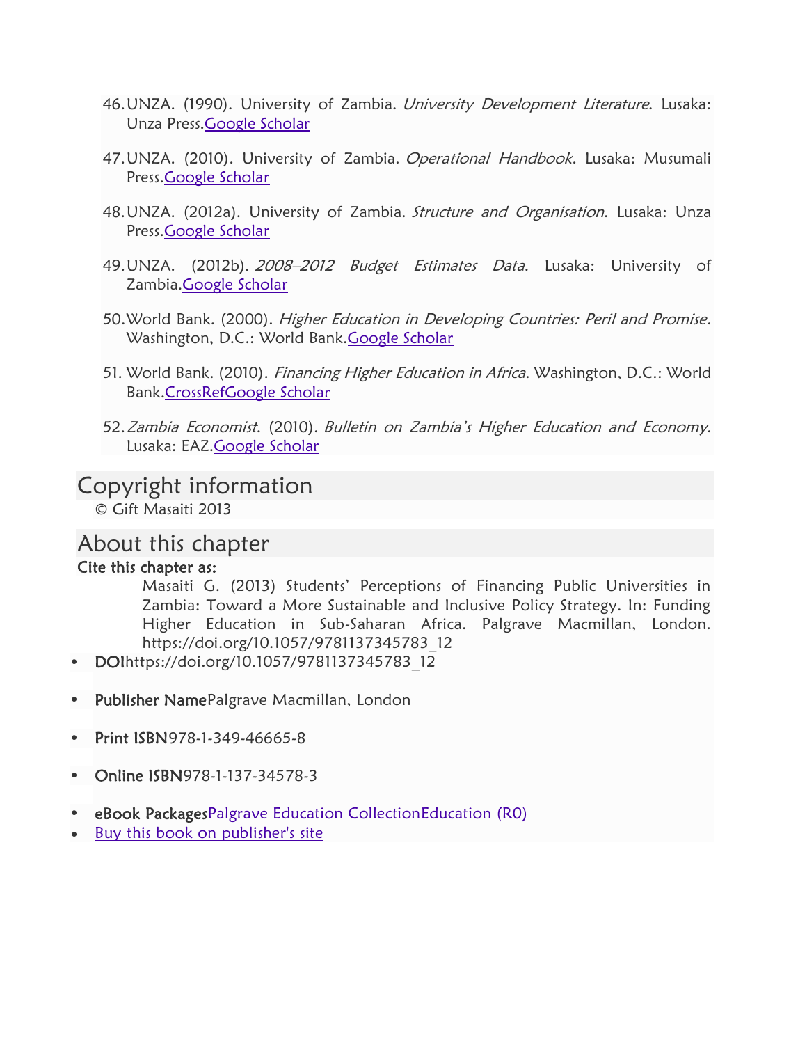46. UNZA. (1990). University of Zambia. *University Development Literature*. Lusaka: Unza Press.Google Scholar

47. UNZA. (2010). University of Zambia. *Operational Handbook*. Lusaka: Musumali Press.Google Scholar

48. UNZA. (2012a). University of Zambia. *Structure and Organisation*. Lusaka: Unza Press.Google Scholar

49. UNZA. (2012b). *2008–2012 Budget Estimates Data*. Lusaka: University of Zambia.Google Scholar

50. World Bank. (2000). *Higher Education in Developing Countries: Peril and Promise*. Washington, D.C.: World Bank.Google Scholar

51. World Bank. (2010). *Financing Higher Education in Africa*. Washington, D.C.: World Bank.CrossRefGoogle Scholar

52. *Zambia Economist*. (2010). *Bulletin on Zambia's Higher Education and Economy*. Lusaka: EAZ.Google Scholar

## Copyright information

© Gift Masaiti 2013

## About this chapter

**Cite this chapter as:**

Masaiti G. (2013) Students' Perceptions of Financing Public Universities in Zambia: Toward a More Sustainable and Inclusive Policy Strategy. In: Funding Higher Education in Sub-Saharan Africa. Palgrave Macmillan, London. https://doi.org/10.1057/9781137345783_12

- **DOI**https://doi.org/10.1057/9781137345783_12
- **Publisher Name**Palgrave Macmillan, London
- **Print ISBN**978-1-349-46665-8
- **Online ISBN**978-1-137-34578-3
- **eBook Packages**Palgrave Education CollectionEducation (R0)
- Buy this book on publisher's site